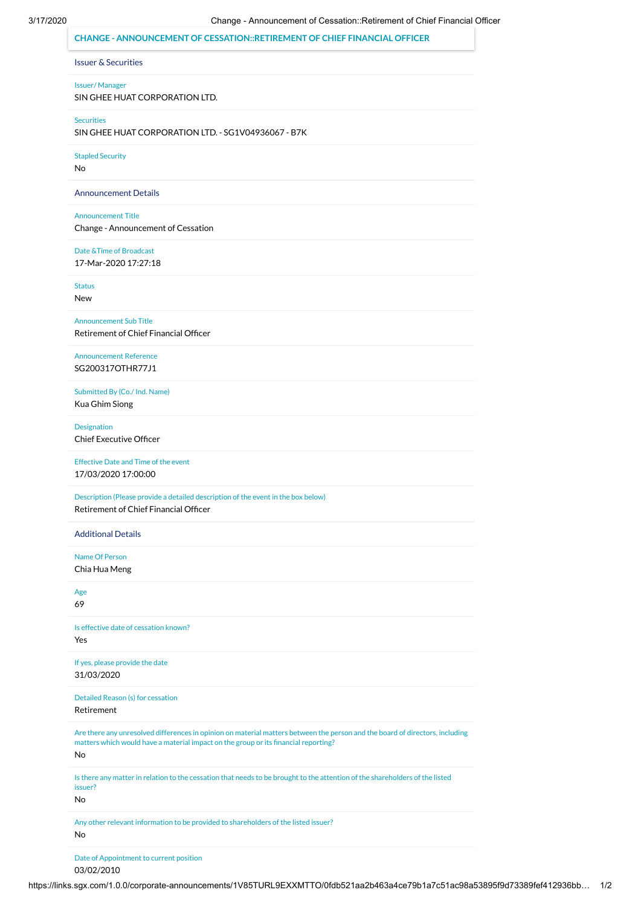# CHANGE - ANNOUNCEMENT OF CESSATION::RETIREMENT OF CHIEF FINANCIAL OFFICER

## Issuer & Securities

**Issuer/ Manager**
SIN GHEE HUAT CORPORATION LTD.

**Securities**
SIN GHEE HUAT CORPORATION LTD. - SG1V04936067 - B7K

**Stapled Security**
No

## Announcement Details

**Announcement Title**
Change - Announcement of Cessation

**Date &Time of Broadcast**
17-Mar-2020 17:27:18

**Status**
New

**Announcement Sub Title**
Retirement of Chief Financial Officer

**Announcement Reference**
SG200317OTHR77J1

**Submitted By (Co./ Ind. Name)**
Kua Ghim Siong

**Designation**
Chief Executive Officer

**Effective Date and Time of the event**
17/03/2020 17:00:00

**Description (Please provide a detailed description of the event in the box below)**
Retirement of Chief Financial Officer

## Additional Details

**Name Of Person**
Chia Hua Meng

**Age**
69

**Is effective date of cessation known?**
Yes

**If yes, please provide the date**
31/03/2020

**Detailed Reason (s) for cessation**
Retirement

**Are there any unresolved differences in opinion on material matters between the person and the board of directors, including matters which would have a material impact on the group or its financial reporting?**
No

**Is there any matter in relation to the cessation that needs to be brought to the attention of the shareholders of the listed issuer?**
No

**Any other relevant information to be provided to shareholders of the listed issuer?**
No

**Date of Appointment to current position**
03/02/2010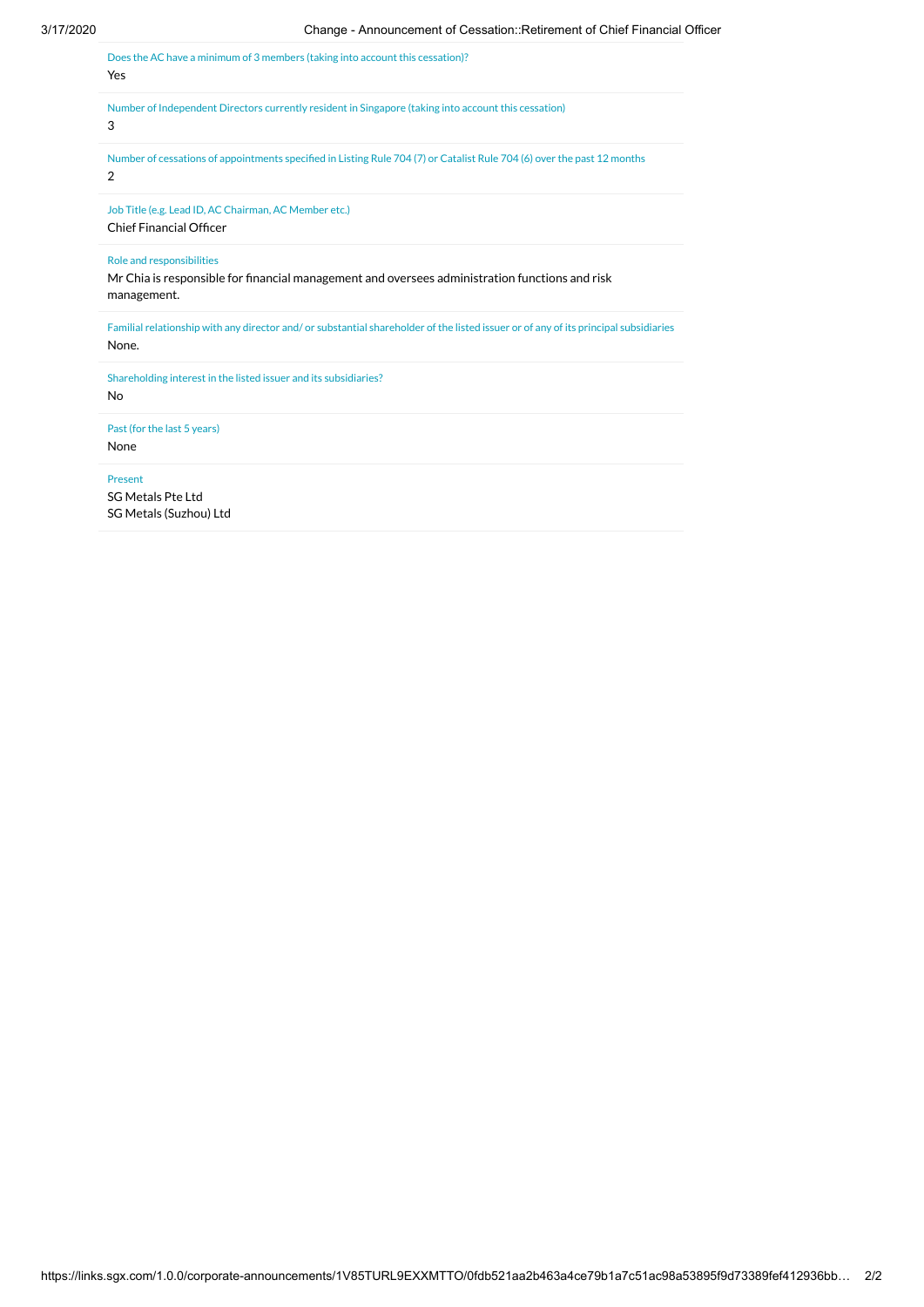Does the AC have a minimum of 3 members (taking into account this cessation)?

Yes

Number of Independent Directors currently resident in Singapore (taking into account this cessation)

3

Number of cessations of appointments specified in Listing Rule 704 (7) or Catalist Rule 704 (6) over the past 12 months

2

Job Title (e.g. Lead ID, AC Chairman, AC Member etc.)

Chief Financial Officer

Role and responsibilities

Mr Chia is responsible for financial management and oversees administration functions and risk management.

Familial relationship with any director and/ or substantial shareholder of the listed issuer or of any of its principal subsidiaries

None.

Shareholding interest in the listed issuer and its subsidiaries?

No

Past (for the last 5 years)

None

Present

SG Metals Pte Ltd
SG Metals (Suzhou) Ltd